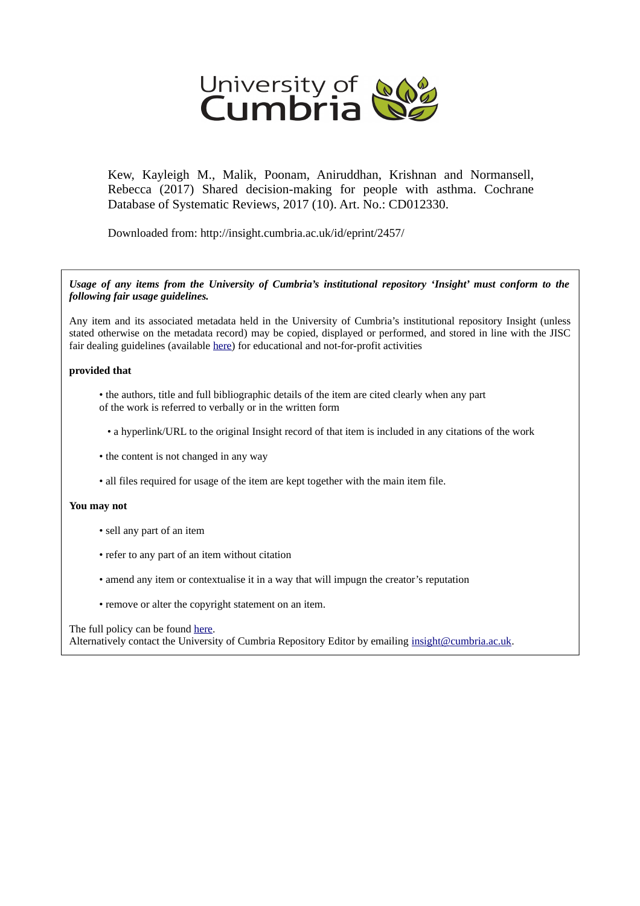University of Cumbria

Kew, Kayleigh M., Malik, Poonam, Aniruddhan, Krishnan and Normansell, Rebecca (2017) Shared decision-making for people with asthma. Cochrane Database of Systematic Reviews, 2017 (10). Art. No.: CD012330.

Downloaded from: http://insight.cumbria.ac.uk/id/eprint/2457/

***Usage of any items from the University of Cumbria's institutional repository 'Insight' must conform to the following fair usage guidelines.***

Any item and its associated metadata held in the University of Cumbria's institutional repository Insight (unless stated otherwise on the metadata record) may be copied, displayed or performed, and stored in line with the JISC fair dealing guidelines (available here) for educational and not-for-profit activities

**provided that**

- the authors, title and full bibliographic details of the item are cited clearly when any part of the work is referred to verbally or in the written form
- a hyperlink/URL to the original Insight record of that item is included in any citations of the work
- the content is not changed in any way
- all files required for usage of the item are kept together with the main item file.

**You may not**

- sell any part of an item
- refer to any part of an item without citation
- amend any item or contextualise it in a way that will impugn the creator's reputation
- remove or alter the copyright statement on an item.

The full policy can be found here.
Alternatively contact the University of Cumbria Repository Editor by emailing insight@cumbria.ac.uk.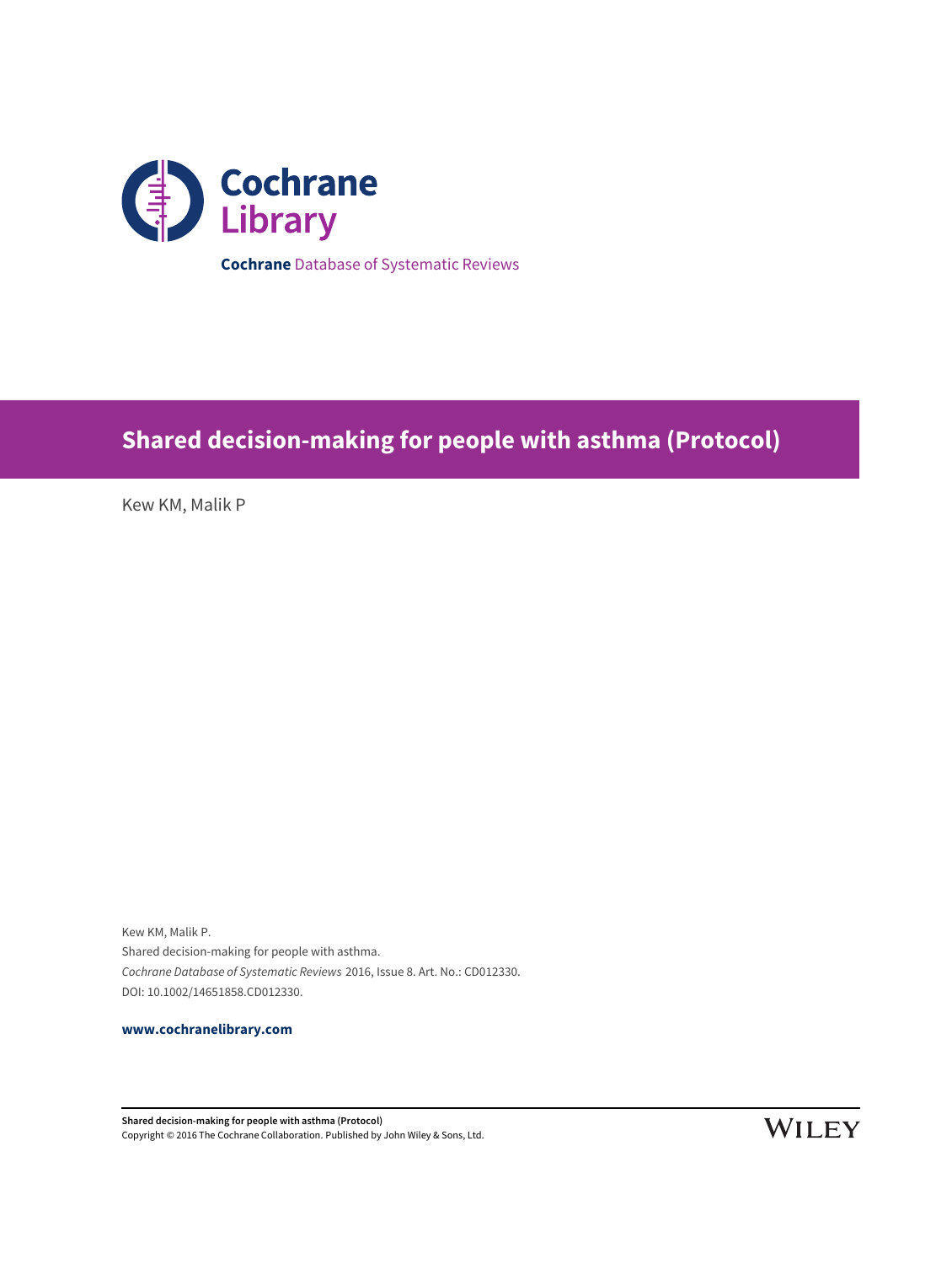**Cochrane** Database of Systematic Reviews

# Shared decision-making for people with asthma (Protocol)

Kew KM, Malik P

Kew KM, Malik P.
Shared decision-making for people with asthma.
*Cochrane Database of Systematic Reviews* 2016, Issue 8. Art. No.: CD012330.
DOI: 10.1002/14651858.CD012330.

**www.cochranelibrary.com**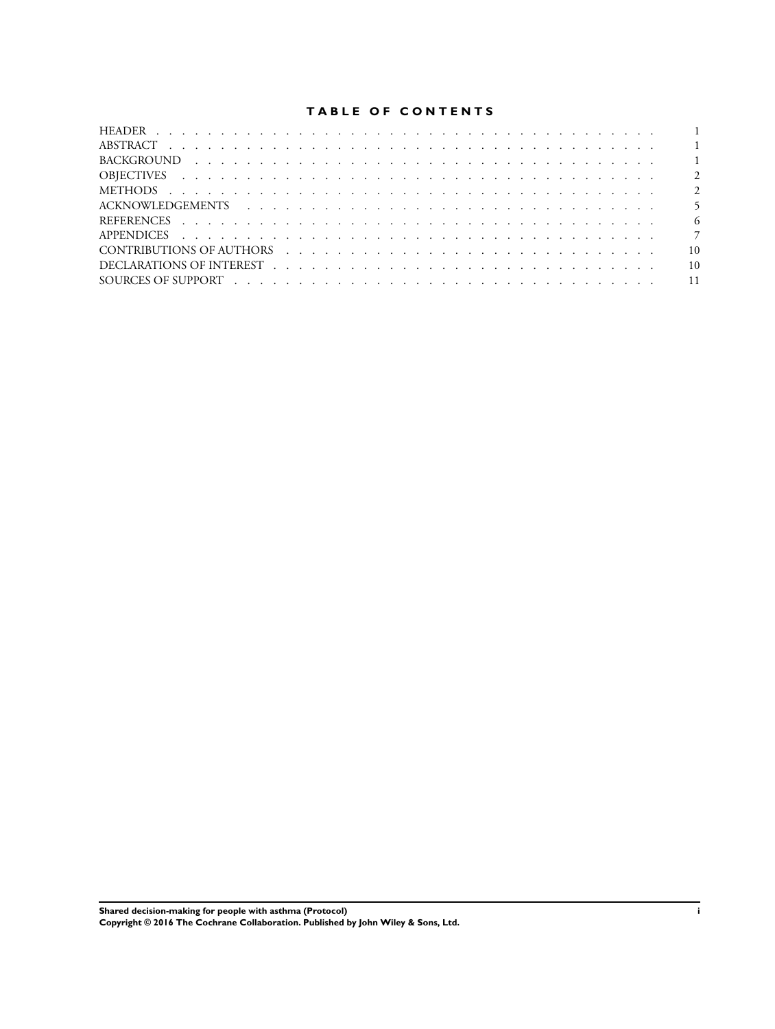# TABLE OF CONTENTS

| | |
|---|---|
| HEADER | 1 |
| ABSTRACT | 1 |
| BACKGROUND | 1 |
| OBJECTIVES | 2 |
| METHODS | 2 |
| ACKNOWLEDGEMENTS | 5 |
| REFERENCES | 6 |
| APPENDICES | 7 |
| CONTRIBUTIONS OF AUTHORS | 10 |
| DECLARATIONS OF INTEREST | 10 |
| SOURCES OF SUPPORT | 11 |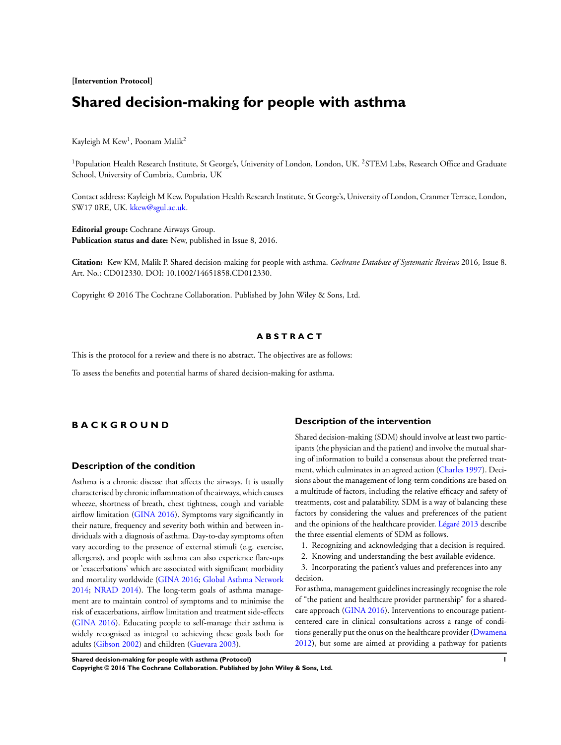**[Intervention Protocol]**

# Shared decision-making for people with asthma

Kayleigh M Kew[1], Poonam Malik[2]

[1]Population Health Research Institute, St George's, University of London, London, UK. [2]STEM Labs, Research Office and Graduate School, University of Cumbria, Cumbria, UK

Contact address: Kayleigh M Kew, Population Health Research Institute, St George's, University of London, Cranmer Terrace, London, SW17 0RE, UK. kkew@sgul.ac.uk.

**Editorial group:** Cochrane Airways Group.
**Publication status and date:** New, published in Issue 8, 2016.

**Citation:** Kew KM, Malik P. Shared decision-making for people with asthma. *Cochrane Database of Systematic Reviews* 2016, Issue 8. Art. No.: CD012330. DOI: 10.1002/14651858.CD012330.

Copyright © 2016 The Cochrane Collaboration. Published by John Wiley & Sons, Ltd.

## ABSTRACT

This is the protocol for a review and there is no abstract. The objectives are as follows:

To assess the benefits and potential harms of shared decision-making for asthma.

## BACKGROUND

### Description of the condition

Asthma is a chronic disease that affects the airways. It is usually characterised by chronic inflammation of the airways, which causes wheeze, shortness of breath, chest tightness, cough and variable airflow limitation (GINA 2016). Symptoms vary significantly in their nature, frequency and severity both within and between individuals with a diagnosis of asthma. Day-to-day symptoms often vary according to the presence of external stimuli (e.g. exercise, allergens), and people with asthma can also experience flare-ups or 'exacerbations' which are associated with significant morbidity and mortality worldwide (GINA 2016; Global Asthma Network 2014; NRAD 2014). The long-term goals of asthma management are to maintain control of symptoms and to minimise the risk of exacerbations, airflow limitation and treatment side-effects (GINA 2016). Educating people to self-manage their asthma is widely recognised as integral to achieving these goals both for adults (Gibson 2002) and children (Guevara 2003).

### Description of the intervention

Shared decision-making (SDM) should involve at least two participants (the physician and the patient) and involve the mutual sharing of information to build a consensus about the preferred treatment, which culminates in an agreed action (Charles 1997). Decisions about the management of long-term conditions are based on a multitude of factors, including the relative efficacy and safety of treatments, cost and palatability. SDM is a way of balancing these factors by considering the values and preferences of the patient and the opinions of the healthcare provider. Légaré 2013 describe the three essential elements of SDM as follows.

1. Recognizing and acknowledging that a decision is required.
2. Knowing and understanding the best available evidence.
3. Incorporating the patient's values and preferences into any decision.

For asthma, management guidelines increasingly recognise the role of "the patient and healthcare provider partnership" for a shared-care approach (GINA 2016). Interventions to encourage patient-centered care in clinical consultations across a range of conditions generally put the onus on the healthcare provider (Dwamena 2012), but some are aimed at providing a pathway for patients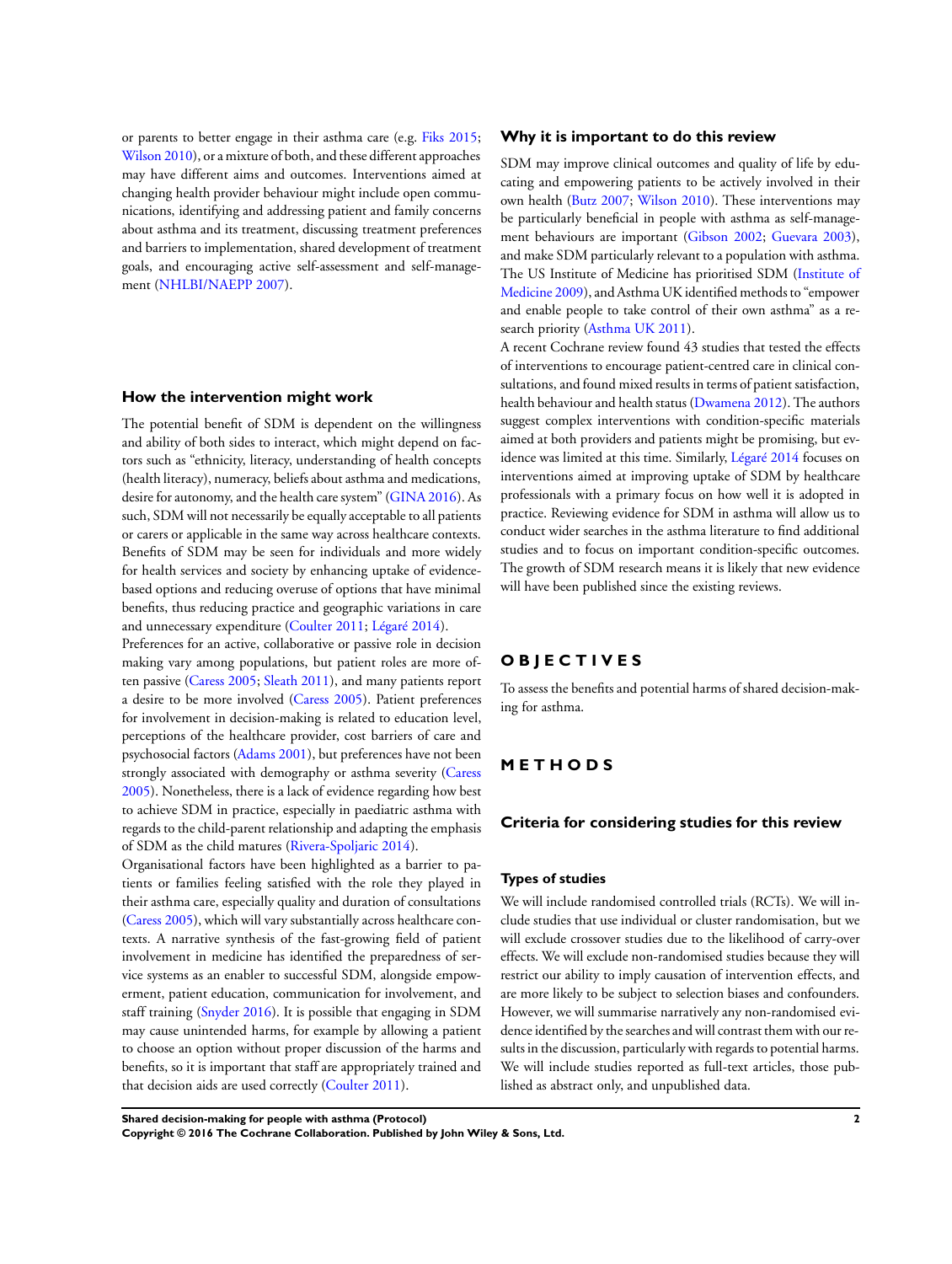or parents to better engage in their asthma care (e.g. Fiks 2015; Wilson 2010), or a mixture of both, and these different approaches may have different aims and outcomes. Interventions aimed at changing health provider behaviour might include open communications, identifying and addressing patient and family concerns about asthma and its treatment, discussing treatment preferences and barriers to implementation, shared development of treatment goals, and encouraging active self-assessment and self-management (NHLBI/NAEPP 2007).

### How the intervention might work

The potential benefit of SDM is dependent on the willingness and ability of both sides to interact, which might depend on factors such as "ethnicity, literacy, understanding of health concepts (health literacy), numeracy, beliefs about asthma and medications, desire for autonomy, and the health care system" (GINA 2016). As such, SDM will not necessarily be equally acceptable to all patients or carers or applicable in the same way across healthcare contexts. Benefits of SDM may be seen for individuals and more widely for health services and society by enhancing uptake of evidence-based options and reducing overuse of options that have minimal benefits, thus reducing practice and geographic variations in care and unnecessary expenditure (Coulter 2011; Légaré 2014).

Preferences for an active, collaborative or passive role in decision making vary among populations, but patient roles are more often passive (Caress 2005; Sleath 2011), and many patients report a desire to be more involved (Caress 2005). Patient preferences for involvement in decision-making is related to education level, perceptions of the healthcare provider, cost barriers of care and psychosocial factors (Adams 2001), but preferences have not been strongly associated with demography or asthma severity (Caress 2005). Nonetheless, there is a lack of evidence regarding how best to achieve SDM in practice, especially in paediatric asthma with regards to the child-parent relationship and adapting the emphasis of SDM as the child matures (Rivera-Spoljaric 2014).

Organisational factors have been highlighted as a barrier to patients or families feeling satisfied with the role they played in their asthma care, especially quality and duration of consultations (Caress 2005), which will vary substantially across healthcare contexts. A narrative synthesis of the fast-growing field of patient involvement in medicine has identified the preparedness of service systems as an enabler to successful SDM, alongside empowerment, patient education, communication for involvement, and staff training (Snyder 2016). It is possible that engaging in SDM may cause unintended harms, for example by allowing a patient to choose an option without proper discussion of the harms and benefits, so it is important that staff are appropriately trained and that decision aids are used correctly (Coulter 2011).

### Why it is important to do this review

SDM may improve clinical outcomes and quality of life by educating and empowering patients to be actively involved in their own health (Butz 2007; Wilson 2010). These interventions may be particularly beneficial in people with asthma as self-management behaviours are important (Gibson 2002; Guevara 2003), and make SDM particularly relevant to a population with asthma. The US Institute of Medicine has prioritised SDM (Institute of Medicine 2009), and Asthma UK identified methods to "empower and enable people to take control of their own asthma" as a research priority (Asthma UK 2011).

A recent Cochrane review found 43 studies that tested the effects of interventions to encourage patient-centred care in clinical consultations, and found mixed results in terms of patient satisfaction, health behaviour and health status (Dwamena 2012). The authors suggest complex interventions with condition-specific materials aimed at both providers and patients might be promising, but evidence was limited at this time. Similarly, Légaré 2014 focuses on interventions aimed at improving uptake of SDM by healthcare professionals with a primary focus on how well it is adopted in practice. Reviewing evidence for SDM in asthma will allow us to conduct wider searches in the asthma literature to find additional studies and to focus on important condition-specific outcomes. The growth of SDM research means it is likely that new evidence will have been published since the existing reviews.

# OBJECTIVES

To assess the benefits and potential harms of shared decision-making for asthma.

# METHODS

## Criteria for considering studies for this review

### Types of studies

We will include randomised controlled trials (RCTs). We will include studies that use individual or cluster randomisation, but we will exclude crossover studies due to the likelihood of carry-over effects. We will exclude non-randomised studies because they will restrict our ability to imply causation of intervention effects, and are more likely to be subject to selection biases and confounders. However, we will summarise narratively any non-randomised evidence identified by the searches and will contrast them with our results in the discussion, particularly with regards to potential harms. We will include studies reported as full-text articles, those published as abstract only, and unpublished data.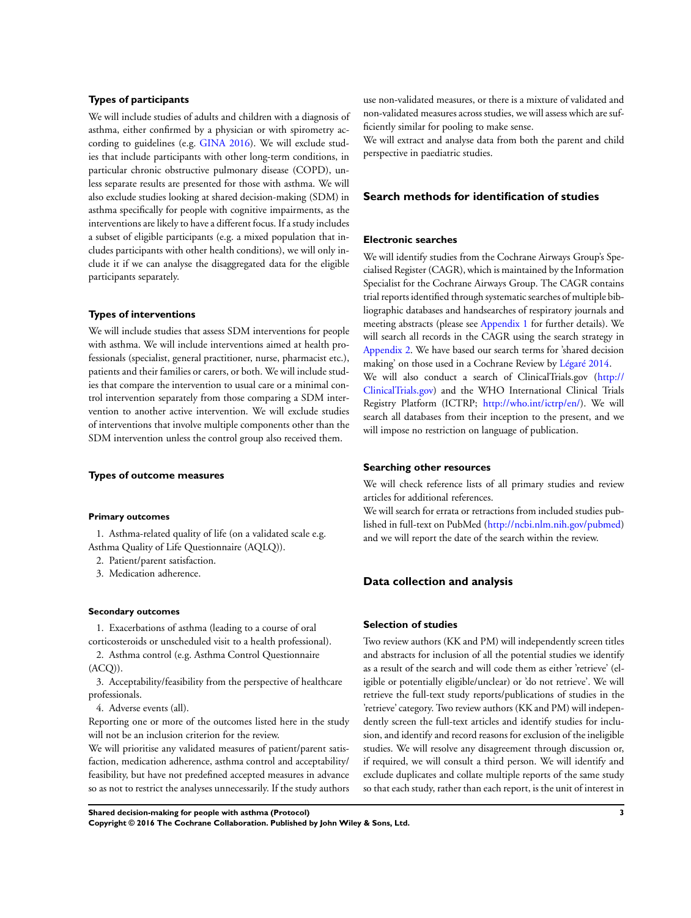### Types of participants

We will include studies of adults and children with a diagnosis of asthma, either confirmed by a physician or with spirometry according to guidelines (e.g. GINA 2016). We will exclude studies that include participants with other long-term conditions, in particular chronic obstructive pulmonary disease (COPD), unless separate results are presented for those with asthma. We will also exclude studies looking at shared decision-making (SDM) in asthma specifically for people with cognitive impairments, as the interventions are likely to have a different focus. If a study includes a subset of eligible participants (e.g. a mixed population that includes participants with other health conditions), we will only include it if we can analyse the disaggregated data for the eligible participants separately.

### Types of interventions

We will include studies that assess SDM interventions for people with asthma. We will include interventions aimed at health professionals (specialist, general practitioner, nurse, pharmacist etc.), patients and their families or carers, or both. We will include studies that compare the intervention to usual care or a minimal control intervention separately from those comparing a SDM intervention to another active intervention. We will exclude studies of interventions that involve multiple components other than the SDM intervention unless the control group also received them.

### Types of outcome measures

#### Primary outcomes

1. Asthma-related quality of life (on a validated scale e.g. Asthma Quality of Life Questionnaire (AQLQ)).
2. Patient/parent satisfaction.
3. Medication adherence.

#### Secondary outcomes

1. Exacerbations of asthma (leading to a course of oral corticosteroids or unscheduled visit to a health professional).
2. Asthma control (e.g. Asthma Control Questionnaire (ACQ)).
3. Acceptability/feasibility from the perspective of healthcare professionals.
4. Adverse events (all).

Reporting one or more of the outcomes listed here in the study will not be an inclusion criterion for the review.

We will prioritise any validated measures of patient/parent satisfaction, medication adherence, asthma control and acceptability/feasibility, but have not predefined accepted measures in advance so as not to restrict the analyses unnecessarily. If the study authors use non-validated measures, or there is a mixture of validated and non-validated measures across studies, we will assess which are sufficiently similar for pooling to make sense.

We will extract and analyse data from both the parent and child perspective in paediatric studies.

## Search methods for identification of studies

### Electronic searches

We will identify studies from the Cochrane Airways Group's Specialised Register (CAGR), which is maintained by the Information Specialist for the Cochrane Airways Group. The CAGR contains trial reports identified through systematic searches of multiple bibliographic databases and handsearches of respiratory journals and meeting abstracts (please see Appendix 1 for further details). We will search all records in the CAGR using the search strategy in Appendix 2. We have based our search terms for 'shared decision making' on those used in a Cochrane Review by Légaré 2014.

We will also conduct a search of ClinicalTrials.gov (http://ClinicalTrials.gov) and the WHO International Clinical Trials Registry Platform (ICTRP; http://who.int/ictrp/en/). We will search all databases from their inception to the present, and we will impose no restriction on language of publication.

### Searching other resources

We will check reference lists of all primary studies and review articles for additional references.

We will search for errata or retractions from included studies published in full-text on PubMed (http://ncbi.nlm.nih.gov/pubmed) and we will report the date of the search within the review.

## Data collection and analysis

### Selection of studies

Two review authors (KK and PM) will independently screen titles and abstracts for inclusion of all the potential studies we identify as a result of the search and will code them as either 'retrieve' (eligible or potentially eligible/unclear) or 'do not retrieve'. We will retrieve the full-text study reports/publications of studies in the 'retrieve' category. Two review authors (KK and PM) will independently screen the full-text articles and identify studies for inclusion, and identify and record reasons for exclusion of the ineligible studies. We will resolve any disagreement through discussion or, if required, we will consult a third person. We will identify and exclude duplicates and collate multiple reports of the same study so that each study, rather than each report, is the unit of interest in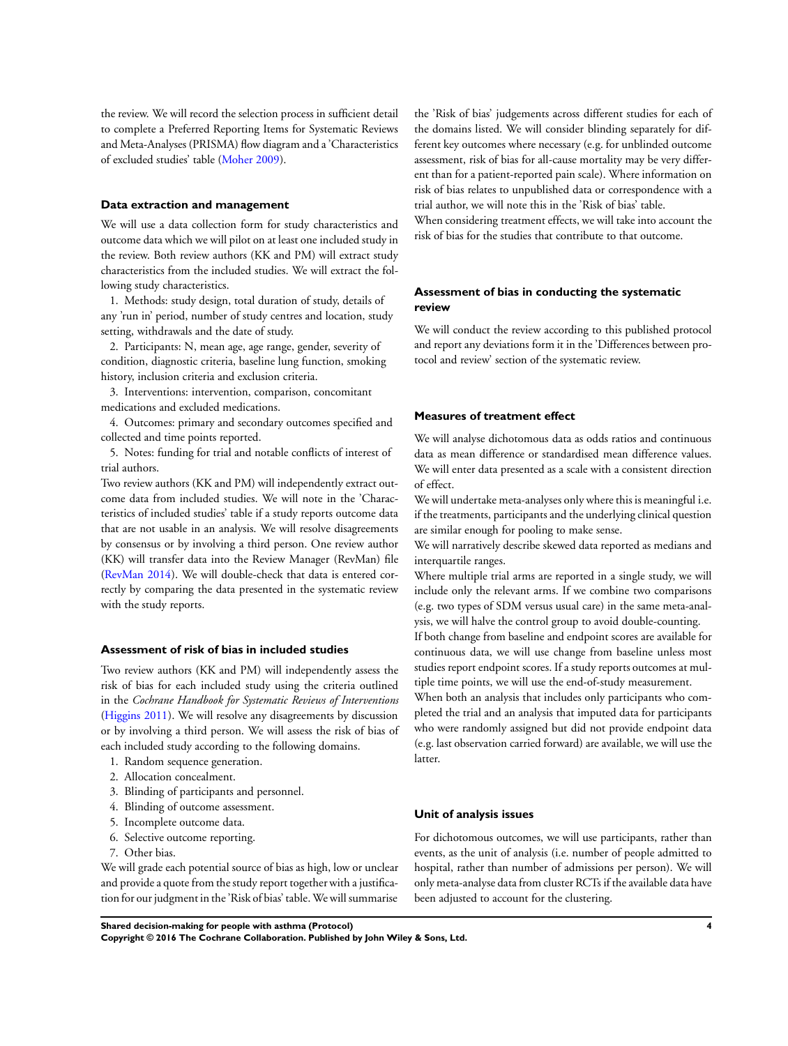the review. We will record the selection process in sufficient detail to complete a Preferred Reporting Items for Systematic Reviews and Meta-Analyses (PRISMA) flow diagram and a 'Characteristics of excluded studies' table (Moher 2009).

### Data extraction and management

We will use a data collection form for study characteristics and outcome data which we will pilot on at least one included study in the review. Both review authors (KK and PM) will extract study characteristics from the included studies. We will extract the following study characteristics.

1. Methods: study design, total duration of study, details of any 'run in' period, number of study centres and location, study setting, withdrawals and the date of study.
2. Participants: N, mean age, age range, gender, severity of condition, diagnostic criteria, baseline lung function, smoking history, inclusion criteria and exclusion criteria.
3. Interventions: intervention, comparison, concomitant medications and excluded medications.
4. Outcomes: primary and secondary outcomes specified and collected and time points reported.
5. Notes: funding for trial and notable conflicts of interest of trial authors.

Two review authors (KK and PM) will independently extract outcome data from included studies. We will note in the 'Characteristics of included studies' table if a study reports outcome data that are not usable in an analysis. We will resolve disagreements by consensus or by involving a third person. One review author (KK) will transfer data into the Review Manager (RevMan) file (RevMan 2014). We will double-check that data is entered correctly by comparing the data presented in the systematic review with the study reports.

### Assessment of risk of bias in included studies

Two review authors (KK and PM) will independently assess the risk of bias for each included study using the criteria outlined in the *Cochrane Handbook for Systematic Reviews of Interventions* (Higgins 2011). We will resolve any disagreements by discussion or by involving a third person. We will assess the risk of bias of each included study according to the following domains.

1. Random sequence generation.
2. Allocation concealment.
3. Blinding of participants and personnel.
4. Blinding of outcome assessment.
5. Incomplete outcome data.
6. Selective outcome reporting.
7. Other bias.

We will grade each potential source of bias as high, low or unclear and provide a quote from the study report together with a justification for our judgment in the 'Risk of bias' table. We will summarise the 'Risk of bias' judgements across different studies for each of the domains listed. We will consider blinding separately for different key outcomes where necessary (e.g. for unblinded outcome assessment, risk of bias for all-cause mortality may be very different than for a patient-reported pain scale). Where information on risk of bias relates to unpublished data or correspondence with a trial author, we will note this in the 'Risk of bias' table.

When considering treatment effects, we will take into account the risk of bias for the studies that contribute to that outcome.

### Assessment of bias in conducting the systematic review

We will conduct the review according to this published protocol and report any deviations form it in the 'Differences between protocol and review' section of the systematic review.

### Measures of treatment effect

We will analyse dichotomous data as odds ratios and continuous data as mean difference or standardised mean difference values. We will enter data presented as a scale with a consistent direction of effect.

We will undertake meta-analyses only where this is meaningful i.e. if the treatments, participants and the underlying clinical question are similar enough for pooling to make sense.

We will narratively describe skewed data reported as medians and interquartile ranges.

Where multiple trial arms are reported in a single study, we will include only the relevant arms. If we combine two comparisons (e.g. two types of SDM versus usual care) in the same meta-analysis, we will halve the control group to avoid double-counting.

If both change from baseline and endpoint scores are available for continuous data, we will use change from baseline unless most studies report endpoint scores. If a study reports outcomes at multiple time points, we will use the end-of-study measurement.

When both an analysis that includes only participants who completed the trial and an analysis that imputed data for participants who were randomly assigned but did not provide endpoint data (e.g. last observation carried forward) are available, we will use the latter.

### Unit of analysis issues

For dichotomous outcomes, we will use participants, rather than events, as the unit of analysis (i.e. number of people admitted to hospital, rather than number of admissions per person). We will only meta-analyse data from cluster RCTs if the available data have been adjusted to account for the clustering.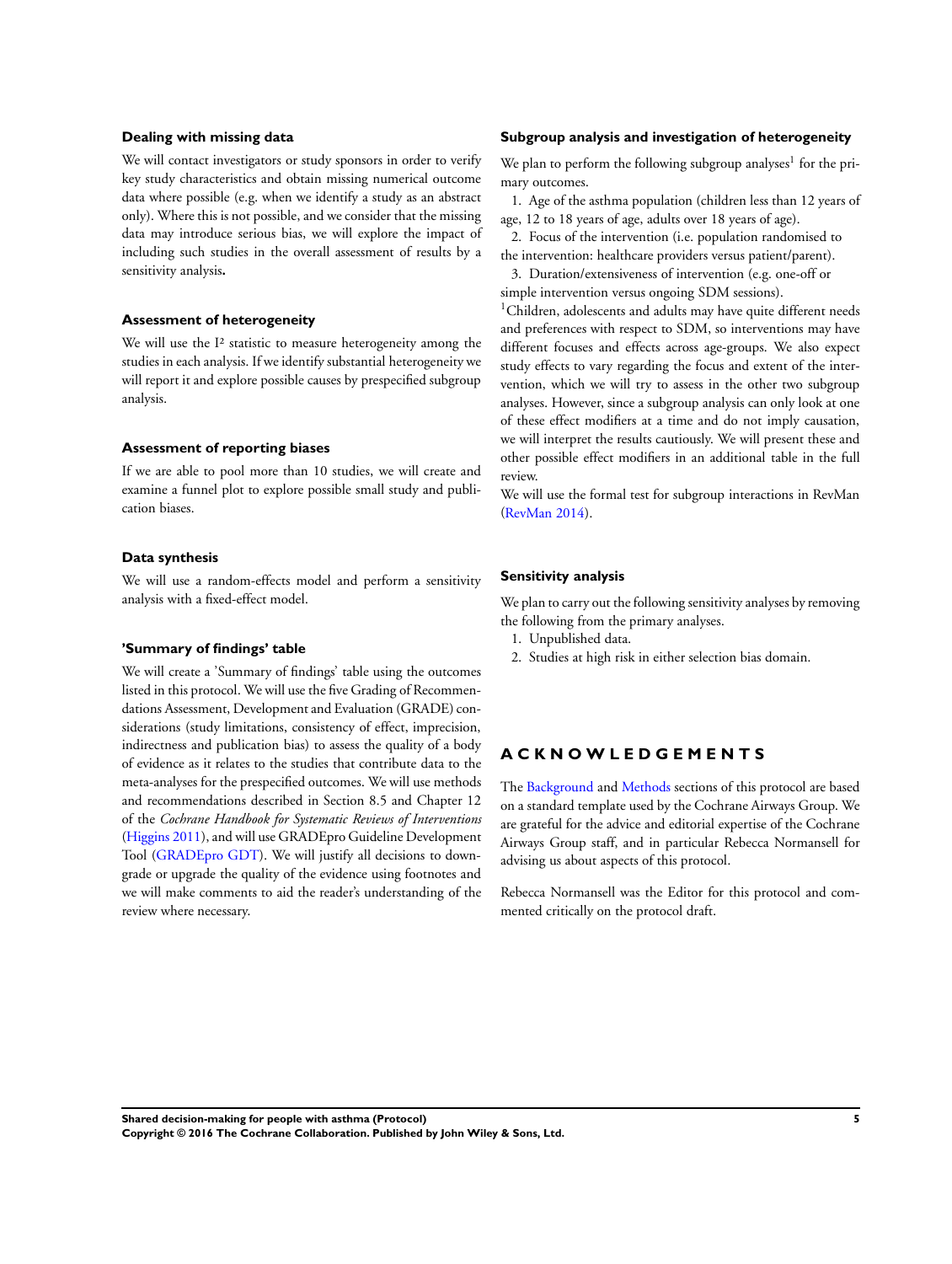### Dealing with missing data

We will contact investigators or study sponsors in order to verify key study characteristics and obtain missing numerical outcome data where possible (e.g. when we identify a study as an abstract only). Where this is not possible, and we consider that the missing data may introduce serious bias, we will explore the impact of including such studies in the overall assessment of results by a sensitivity analysis**.**

### Assessment of heterogeneity

We will use the $I^2$ statistic to measure heterogeneity among the studies in each analysis. If we identify substantial heterogeneity we will report it and explore possible causes by prespecified subgroup analysis.

### Assessment of reporting biases

If we are able to pool more than 10 studies, we will create and examine a funnel plot to explore possible small study and publication biases.

### Data synthesis

We will use a random-effects model and perform a sensitivity analysis with a fixed-effect model.

### 'Summary of findings' table

We will create a 'Summary of findings' table using the outcomes listed in this protocol. We will use the five Grading of Recommendations Assessment, Development and Evaluation (GRADE) considerations (study limitations, consistency of effect, imprecision, indirectness and publication bias) to assess the quality of a body of evidence as it relates to the studies that contribute data to the meta-analyses for the prespecified outcomes. We will use methods and recommendations described in Section 8.5 and Chapter 12 of the *Cochrane Handbook for Systematic Reviews of Interventions* (Higgins 2011), and will use GRADEpro Guideline Development Tool (GRADEpro GDT). We will justify all decisions to downgrade or upgrade the quality of the evidence using footnotes and we will make comments to aid the reader's understanding of the review where necessary.

### Subgroup analysis and investigation of heterogeneity

We plan to perform the following subgroup analyses[1] for the primary outcomes.

1. Age of the asthma population (children less than 12 years of age, 12 to 18 years of age, adults over 18 years of age).
2. Focus of the intervention (i.e. population randomised to the intervention: healthcare providers versus patient/parent).
3. Duration/extensiveness of intervention (e.g. one-off or simple intervention versus ongoing SDM sessions).

[1]Children, adolescents and adults may have quite different needs and preferences with respect to SDM, so interventions may have different focuses and effects across age-groups. We also expect study effects to vary regarding the focus and extent of the intervention, which we will try to assess in the other two subgroup analyses. However, since a subgroup analysis can only look at one of these effect modifiers at a time and do not imply causation, we will interpret the results cautiously. We will present these and other possible effect modifiers in an additional table in the full review.

We will use the formal test for subgroup interactions in RevMan (RevMan 2014).

### Sensitivity analysis

We plan to carry out the following sensitivity analyses by removing the following from the primary analyses.

1. Unpublished data.
2. Studies at high risk in either selection bias domain.

# ACKNOWLEDGEMENTS

The Background and Methods sections of this protocol are based on a standard template used by the Cochrane Airways Group. We are grateful for the advice and editorial expertise of the Cochrane Airways Group staff, and in particular Rebecca Normansell for advising us about aspects of this protocol.

Rebecca Normansell was the Editor for this protocol and commented critically on the protocol draft.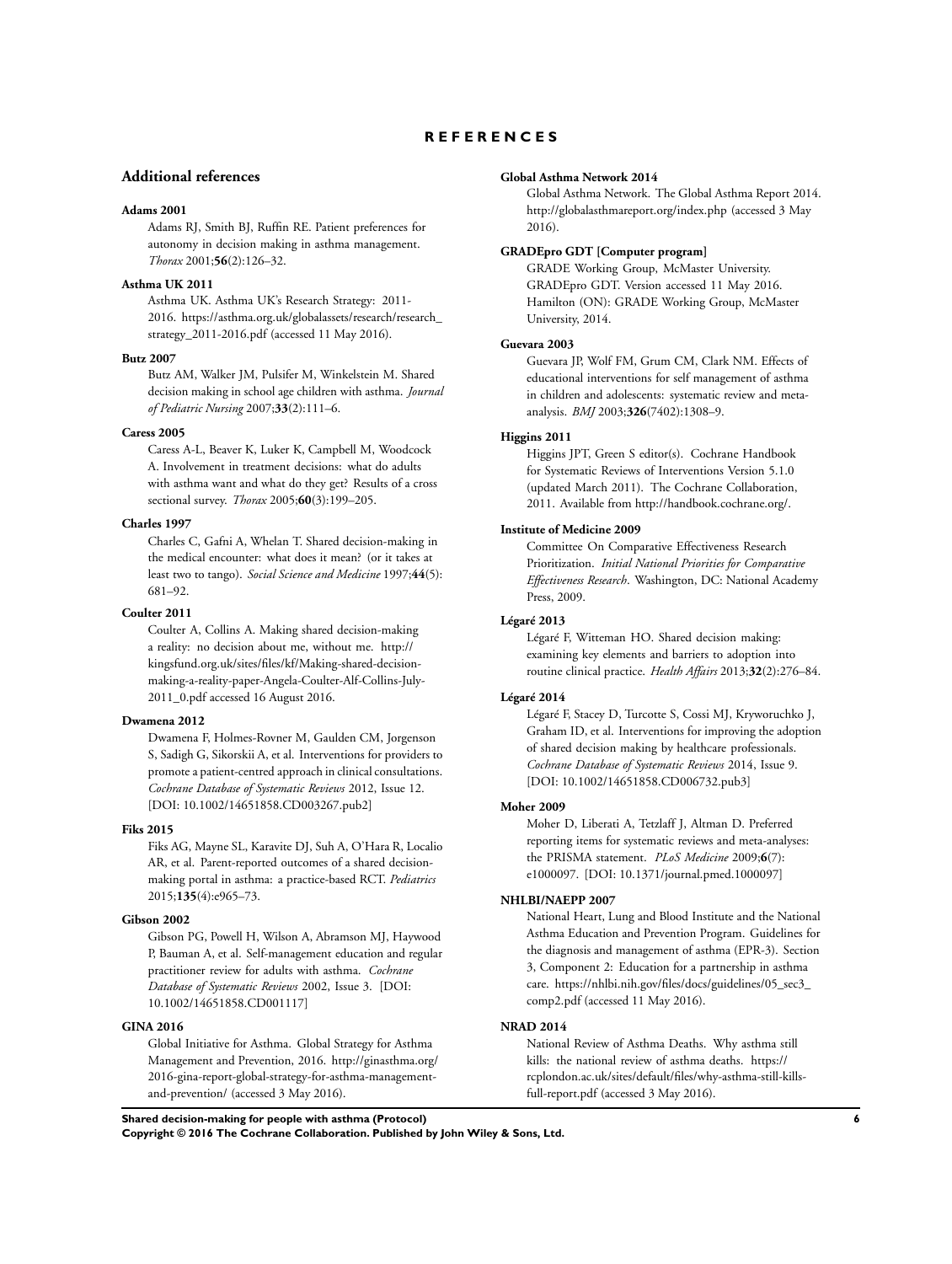# REFERENCES

## Additional references

**Adams 2001**

Adams RJ, Smith BJ, Ruffin RE. Patient preferences for autonomy in decision making in asthma management. *Thorax* 2001;**56**(2):126–32.

**Asthma UK 2011**

Asthma UK. Asthma UK's Research Strategy: 2011-2016. https://asthma.org.uk/globalassets/research/research_strategy_2011-2016.pdf (accessed 11 May 2016).

**Butz 2007**

Butz AM, Walker JM, Pulsifer M, Winkelstein M. Shared decision making in school age children with asthma. *Journal of Pediatric Nursing* 2007;**33**(2):111–6.

**Caress 2005**

Caress A-L, Beaver K, Luker K, Campbell M, Woodcock A. Involvement in treatment decisions: what do adults with asthma want and what do they get? Results of a cross sectional survey. *Thorax* 2005;**60**(3):199–205.

**Charles 1997**

Charles C, Gafni A, Whelan T. Shared decision-making in the medical encounter: what does it mean? (or it takes at least two to tango). *Social Science and Medicine* 1997;**44**(5):681–92.

**Coulter 2011**

Coulter A, Collins A. Making shared decision-making a reality: no decision about me, without me. http://kingsfund.org.uk/sites/files/kf/Making-shared-decision-making-a-reality-paper-Angela-Coulter-Alf-Collins-July-2011_0.pdf accessed 16 August 2016.

**Dwamena 2012**

Dwamena F, Holmes-Rovner M, Gaulden CM, Jorgenson S, Sadigh G, Sikorskii A, et al. Interventions for providers to promote a patient-centred approach in clinical consultations. *Cochrane Database of Systematic Reviews* 2012, Issue 12. [DOI: 10.1002/14651858.CD003267.pub2]

**Fiks 2015**

Fiks AG, Mayne SL, Karavite DJ, Suh A, O'Hara R, Localio AR, et al. Parent-reported outcomes of a shared decision-making portal in asthma: a practice-based RCT. *Pediatrics* 2015;**135**(4):e965–73.

**Gibson 2002**

Gibson PG, Powell H, Wilson A, Abramson MJ, Haywood P, Bauman A, et al. Self-management education and regular practitioner review for adults with asthma. *Cochrane Database of Systematic Reviews* 2002, Issue 3. [DOI: 10.1002/14651858.CD001117]

**GINA 2016**

Global Initiative for Asthma. Global Strategy for Asthma Management and Prevention, 2016. http://ginasthma.org/2016-gina-report-global-strategy-for-asthma-management-and-prevention/ (accessed 3 May 2016).

**Global Asthma Network 2014**

Global Asthma Network. The Global Asthma Report 2014. http://globalasthmareport.org/index.php (accessed 3 May 2016).

**GRADEpro GDT [Computer program]**

GRADE Working Group, McMaster University. GRADEpro GDT. Version accessed 11 May 2016. Hamilton (ON): GRADE Working Group, McMaster University, 2014.

**Guevara 2003**

Guevara JP, Wolf FM, Grum CM, Clark NM. Effects of educational interventions for self management of asthma in children and adolescents: systematic review and meta-analysis. *BMJ* 2003;**326**(7402):1308–9.

**Higgins 2011**

Higgins JPT, Green S editor(s). Cochrane Handbook for Systematic Reviews of Interventions Version 5.1.0 (updated March 2011). The Cochrane Collaboration, 2011. Available from http://handbook.cochrane.org/.

**Institute of Medicine 2009**

Committee On Comparative Effectiveness Research Prioritization. *Initial National Priorities for Comparative Effectiveness Research*. Washington, DC: National Academy Press, 2009.

**Légaré 2013**

Légaré F, Witteman HO. Shared decision making: examining key elements and barriers to adoption into routine clinical practice. *Health Affairs* 2013;**32**(2):276–84.

**Légaré 2014**

Légaré F, Stacey D, Turcotte S, Cossi MJ, Kryworuchko J, Graham ID, et al. Interventions for improving the adoption of shared decision making by healthcare professionals. *Cochrane Database of Systematic Reviews* 2014, Issue 9. [DOI: 10.1002/14651858.CD006732.pub3]

**Moher 2009**

Moher D, Liberati A, Tetzlaff J, Altman D. Preferred reporting items for systematic reviews and meta-analyses: the PRISMA statement. *PLoS Medicine* 2009;**6**(7):e1000097. [DOI: 10.1371/journal.pmed.1000097]

**NHLBI/NAEPP 2007**

National Heart, Lung and Blood Institute and the National Asthma Education and Prevention Program. Guidelines for the diagnosis and management of asthma (EPR-3). Section 3, Component 2: Education for a partnership in asthma care. https://nhlbi.nih.gov/files/docs/guidelines/05_sec3_comp2.pdf (accessed 11 May 2016).

**NRAD 2014**

National Review of Asthma Deaths. Why asthma still kills: the national review of asthma deaths. https://rcplondon.ac.uk/sites/default/files/why-asthma-still-kills-full-report.pdf (accessed 3 May 2016).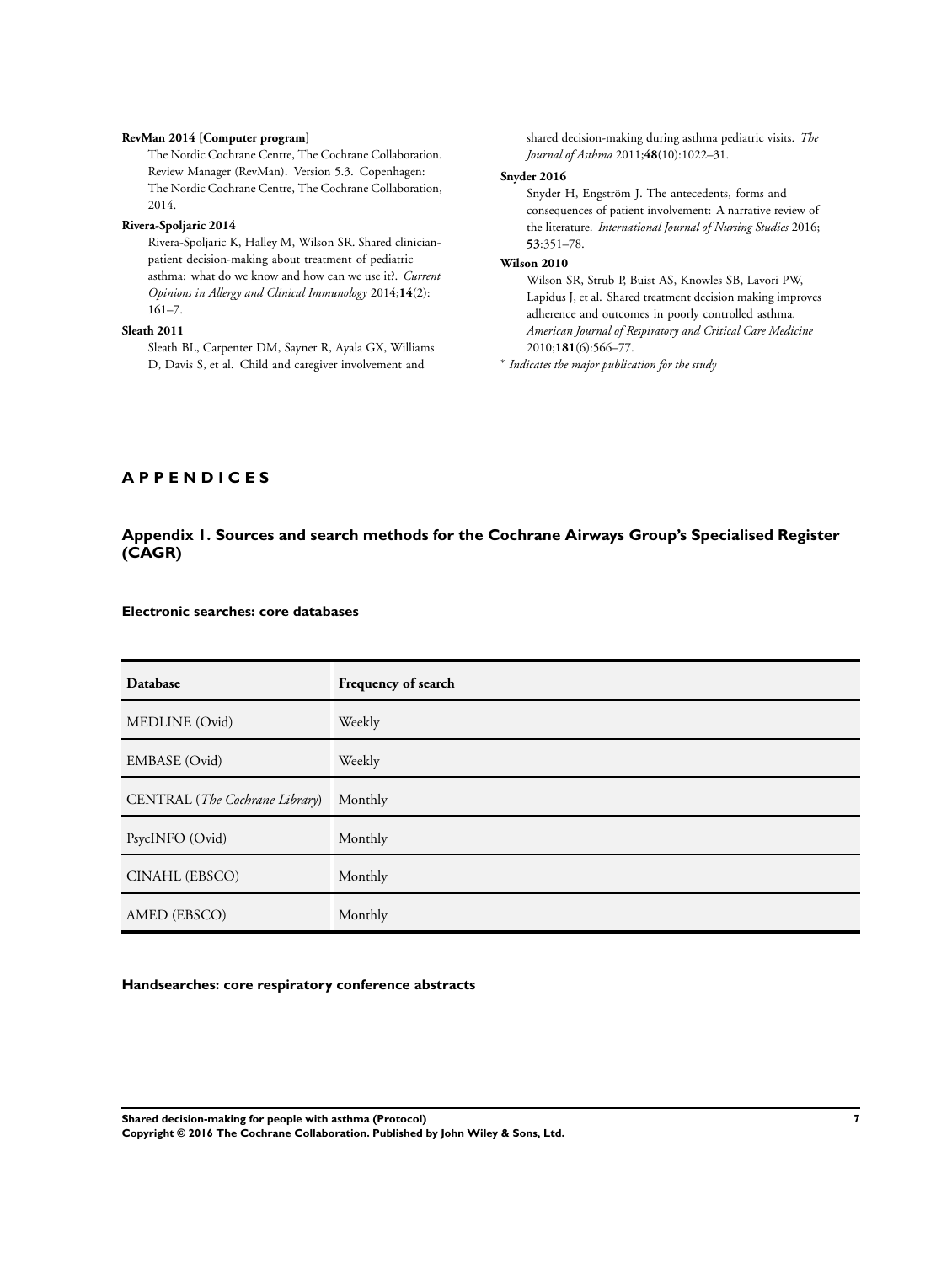**RevMan 2014 [Computer program]**
The Nordic Cochrane Centre, The Cochrane Collaboration. Review Manager (RevMan). Version 5.3. Copenhagen: The Nordic Cochrane Centre, The Cochrane Collaboration, 2014.

**Rivera-Spoljaric 2014**
Rivera-Spoljaric K, Halley M, Wilson SR. Shared clinician-patient decision-making about treatment of pediatric asthma: what do we know and how can we use it?. *Current Opinions in Allergy and Clinical Immunology* 2014;**14**(2): 161–7.

**Sleath 2011**
Sleath BL, Carpenter DM, Sayner R, Ayala GX, Williams D, Davis S, et al. Child and caregiver involvement and shared decision-making during asthma pediatric visits. *The Journal of Asthma* 2011;**48**(10):1022–31.

**Snyder 2016**
Snyder H, Engström J. The antecedents, forms and consequences of patient involvement: A narrative review of the literature. *International Journal of Nursing Studies* 2016; **53**:351–78.

**Wilson 2010**
Wilson SR, Strub P, Buist AS, Knowles SB, Lavori PW, Lapidus J, et al. Shared treatment decision making improves adherence and outcomes in poorly controlled asthma. *American Journal of Respiratory and Critical Care Medicine* 2010;**181**(6):566–77.

* *Indicates the major publication for the study*

# APPENDICES

## Appendix 1. Sources and search methods for the Cochrane Airways Group's Specialised Register (CAGR)

### Electronic searches: core databases

| Database | Frequency of search |
|---|---|
| MEDLINE (Ovid) | Weekly |
| EMBASE (Ovid) | Weekly |
| CENTRAL (*The Cochrane Library*) | Monthly |
| PsycINFO (Ovid) | Monthly |
| CINAHL (EBSCO) | Monthly |
| AMED (EBSCO) | Monthly |

### Handsearches: core respiratory conference abstracts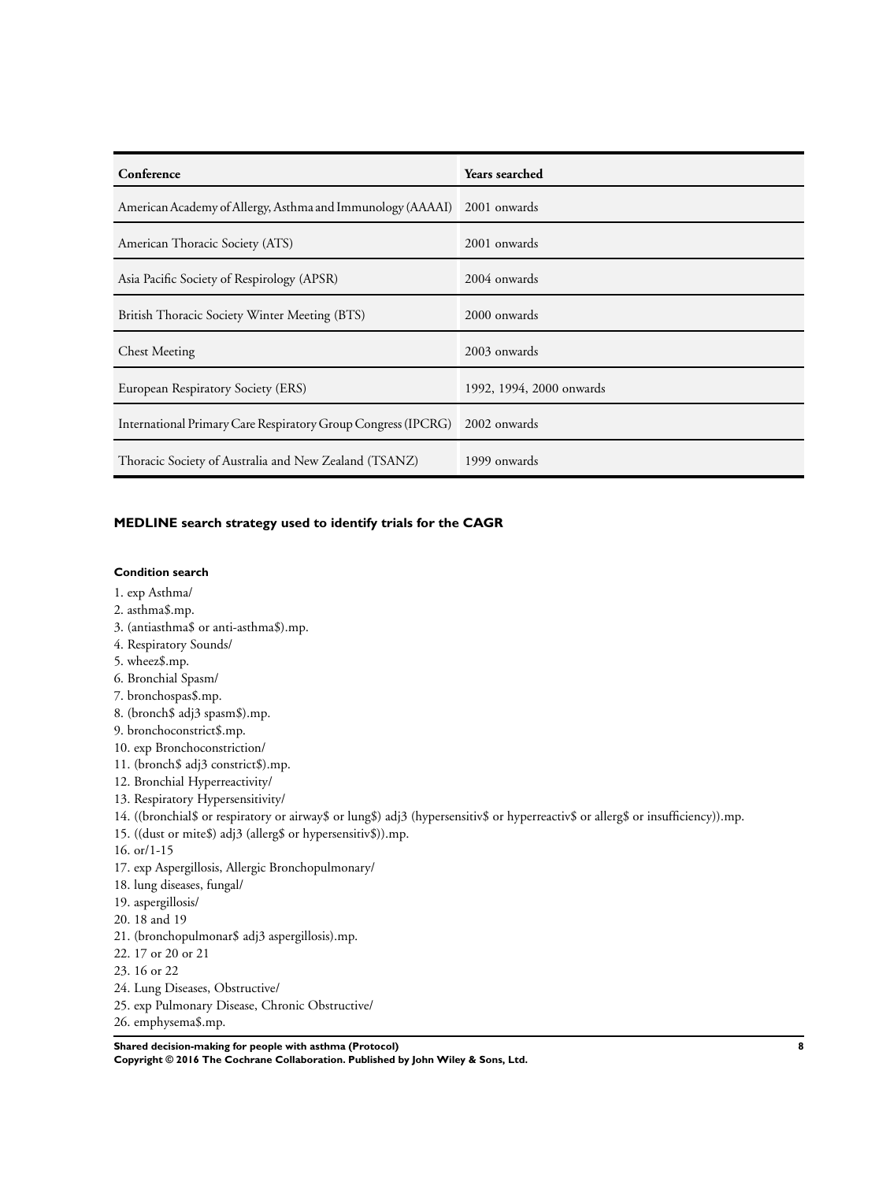| Conference | Years searched |
| --- | --- |
| American Academy of Allergy, Asthma and Immunology (AAAAI) | 2001 onwards |
| American Thoracic Society (ATS) | 2001 onwards |
| Asia Pacific Society of Respirology (APSR) | 2004 onwards |
| British Thoracic Society Winter Meeting (BTS) | 2000 onwards |
| Chest Meeting | 2003 onwards |
| European Respiratory Society (ERS) | 1992, 1994, 2000 onwards |
| International Primary Care Respiratory Group Congress (IPCRG) | 2002 onwards |
| Thoracic Society of Australia and New Zealand (TSANZ) | 1999 onwards |

## MEDLINE search strategy used to identify trials for the CAGR

### Condition search

1. exp Asthma/
2. asthma$.mp.
3. (antiasthma$ or anti-asthma$).mp.
4. Respiratory Sounds/
5. wheez$.mp.
6. Bronchial Spasm/
7. bronchospas$.mp.
8. (bronch$ adj3 spasm$).mp.
9. bronchoconstrict$.mp.
10. exp Bronchoconstriction/
11. (bronch$ adj3 constrict$).mp.
12. Bronchial Hyperreactivity/
13. Respiratory Hypersensitivity/
14. ((bronchial$ or respiratory or airway$ or lung$) adj3 (hypersensitiv$ or hyperreactiv$ or allerg$ or insufficiency)).mp.
15. ((dust or mite$) adj3 (allerg$ or hypersensitiv$)).mp.
16. or/1-15
17. exp Aspergillosis, Allergic Bronchopulmonary/
18. lung diseases, fungal/
19. aspergillosis/
20. 18 and 19
21. (bronchopulmonar$ adj3 aspergillosis).mp.
22. 17 or 20 or 21
23. 16 or 22
24. Lung Diseases, Obstructive/
25. exp Pulmonary Disease, Chronic Obstructive/
26. emphysema$.mp.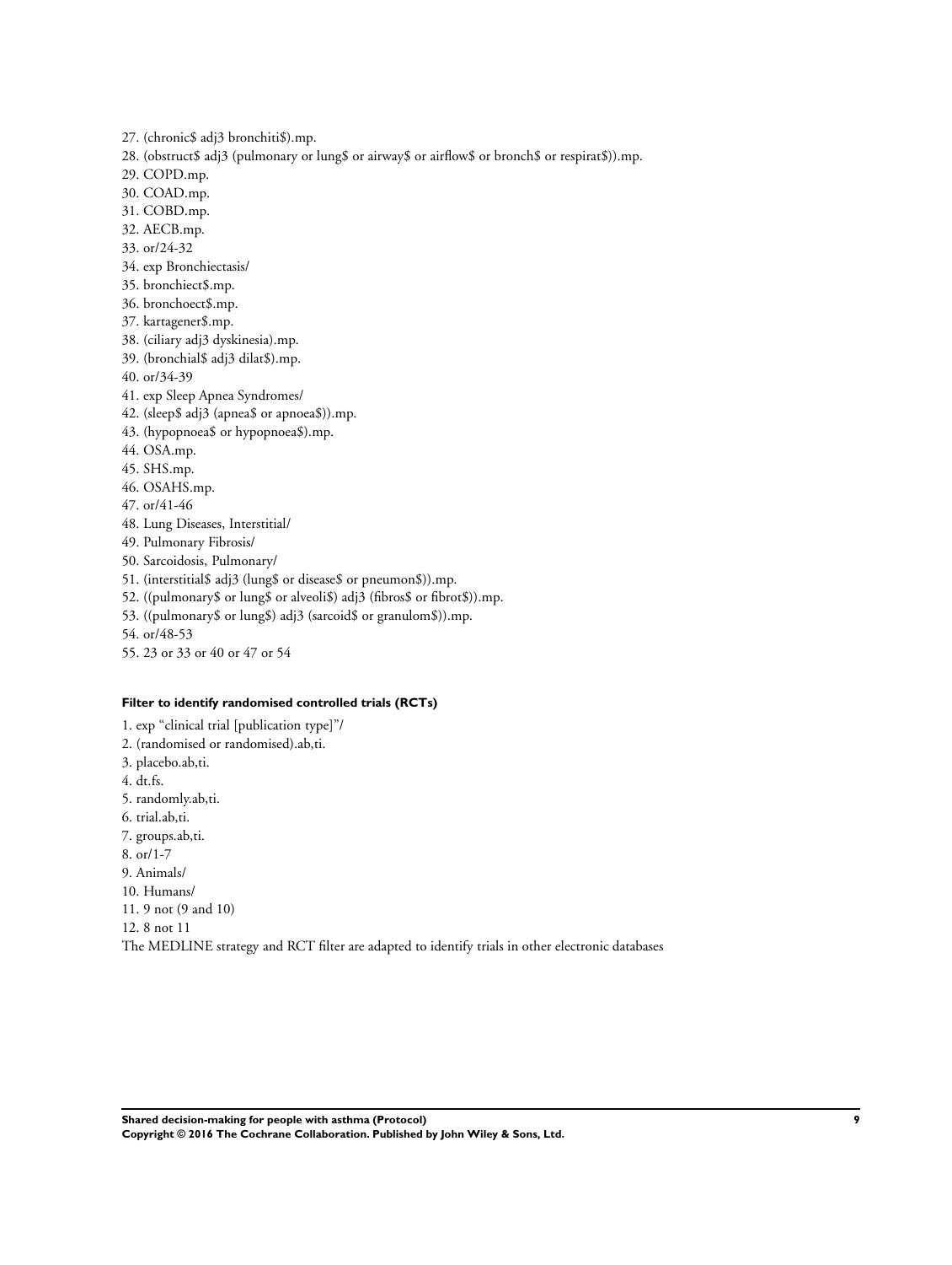27. (chronic$ adj3 bronchiti$).mp.
28. (obstruct$ adj3 (pulmonary or lung$ or airway$ or airflow$ or bronch$ or respirat$)).mp.
29. COPD.mp.
30. COAD.mp.
31. COBD.mp.
32. AECB.mp.
33. or/24-32
34. exp Bronchiectasis/
35. bronchiect$.mp.
36. bronchoect$.mp.
37. kartagener$.mp.
38. (ciliary adj3 dyskinesia).mp.
39. (bronchial$ adj3 dilat$).mp.
40. or/34-39
41. exp Sleep Apnea Syndromes/
42. (sleep$ adj3 (apnea$ or apnoea$)).mp.
43. (hypopnoea$ or hypopnoea$).mp.
44. OSA.mp.
45. SHS.mp.
46. OSAHS.mp.
47. or/41-46
48. Lung Diseases, Interstitial/
49. Pulmonary Fibrosis/
50. Sarcoidosis, Pulmonary/
51. (interstitial$ adj3 (lung$ or disease$ or pneumon$)).mp.
52. ((pulmonary$ or lung$ or alveoli$) adj3 (fibros$ or fibrot$)).mp.
53. ((pulmonary$ or lung$) adj3 (sarcoid$ or granulom$)).mp.
54. or/48-53
55. 23 or 33 or 40 or 47 or 54

**Filter to identify randomised controlled trials (RCTs)**

1. exp "clinical trial [publication type]"/
2. (randomised or randomised).ab,ti.
3. placebo.ab,ti.
4. dt.fs.
5. randomly.ab,ti.
6. trial.ab,ti.
7. groups.ab,ti.
8. or/1-7
9. Animals/
10. Humans/
11. 9 not (9 and 10)
12. 8 not 11

The MEDLINE strategy and RCT filter are adapted to identify trials in other electronic databases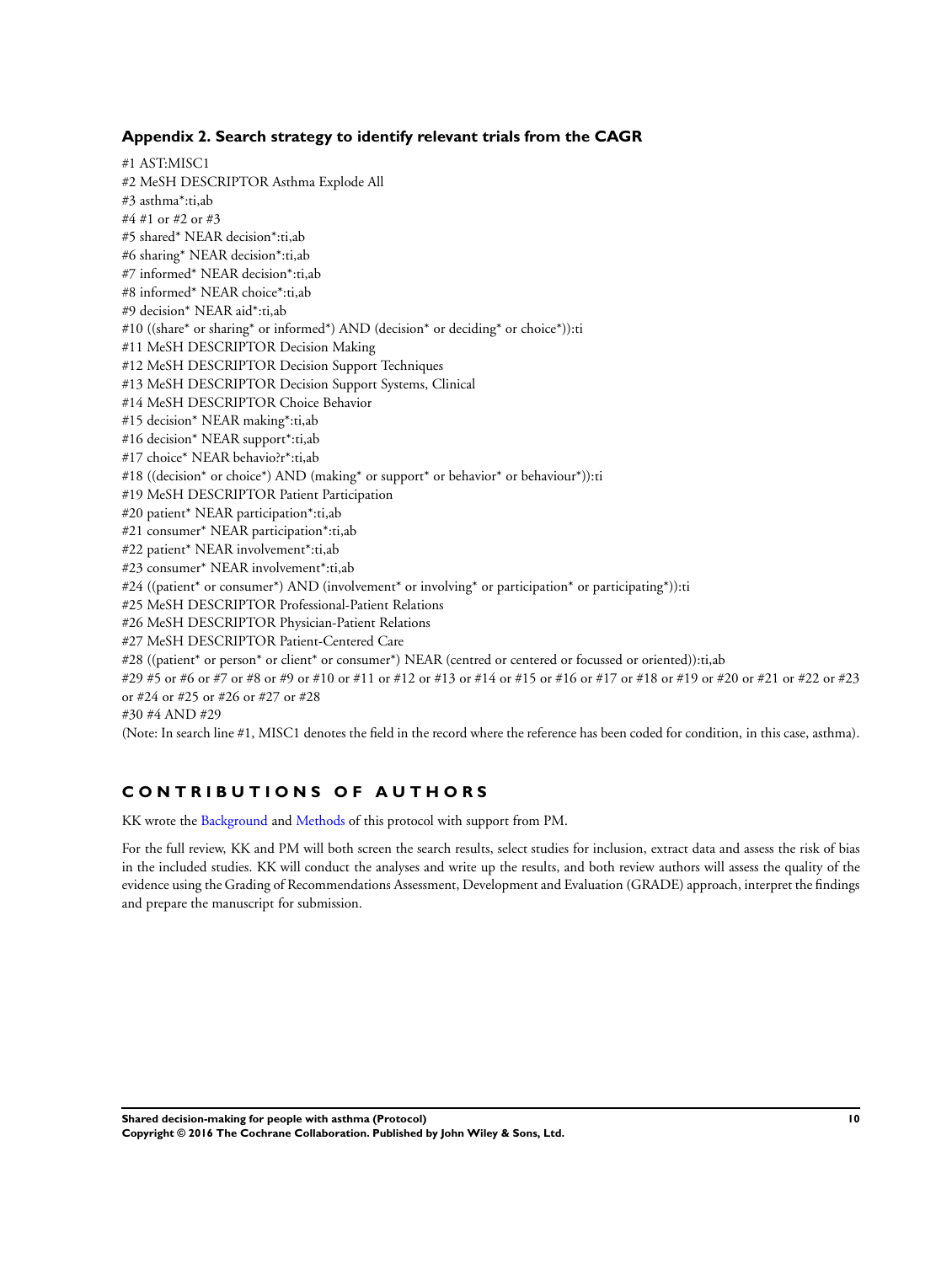## Appendix 2. Search strategy to identify relevant trials from the CAGR

#1 AST:MISC1
#2 MeSH DESCRIPTOR Asthma Explode All
#3 asthma*:ti,ab
#4 #1 or #2 or #3
#5 shared* NEAR decision*:ti,ab
#6 sharing* NEAR decision*:ti,ab
#7 informed* NEAR decision*:ti,ab
#8 informed* NEAR choice*:ti,ab
#9 decision* NEAR aid*:ti,ab
#10 ((share* or sharing* or informed*) AND (decision* or deciding* or choice*)):ti
#11 MeSH DESCRIPTOR Decision Making
#12 MeSH DESCRIPTOR Decision Support Techniques
#13 MeSH DESCRIPTOR Decision Support Systems, Clinical
#14 MeSH DESCRIPTOR Choice Behavior
#15 decision* NEAR making*:ti,ab
#16 decision* NEAR support*:ti,ab
#17 choice* NEAR behavio?r*:ti,ab
#18 ((decision* or choice*) AND (making* or support* or behavior* or behaviour*)):ti
#19 MeSH DESCRIPTOR Patient Participation
#20 patient* NEAR participation*:ti,ab
#21 consumer* NEAR participation*:ti,ab
#22 patient* NEAR involvement*:ti,ab
#23 consumer* NEAR involvement*:ti,ab
#24 ((patient* or consumer*) AND (involvement* or involving* or participation* or participating*)):ti
#25 MeSH DESCRIPTOR Professional-Patient Relations
#26 MeSH DESCRIPTOR Physician-Patient Relations
#27 MeSH DESCRIPTOR Patient-Centered Care
#28 ((patient* or person* or client* or consumer*) NEAR (centred or centered or focussed or oriented)):ti,ab
#29 #5 or #6 or #7 or #8 or #9 or #10 or #11 or #12 or #13 or #14 or #15 or #16 or #17 or #18 or #19 or #20 or #21 or #22 or #23 or #24 or #25 or #26 or #27 or #28
#30 #4 AND #29
(Note: In search line #1, MISC1 denotes the field in the record where the reference has been coded for condition, in this case, asthma).

# CONTRIBUTIONS OF AUTHORS

KK wrote the Background and Methods of this protocol with support from PM.

For the full review, KK and PM will both screen the search results, select studies for inclusion, extract data and assess the risk of bias in the included studies. KK will conduct the analyses and write up the results, and both review authors will assess the quality of the evidence using the Grading of Recommendations Assessment, Development and Evaluation (GRADE) approach, interpret the findings and prepare the manuscript for submission.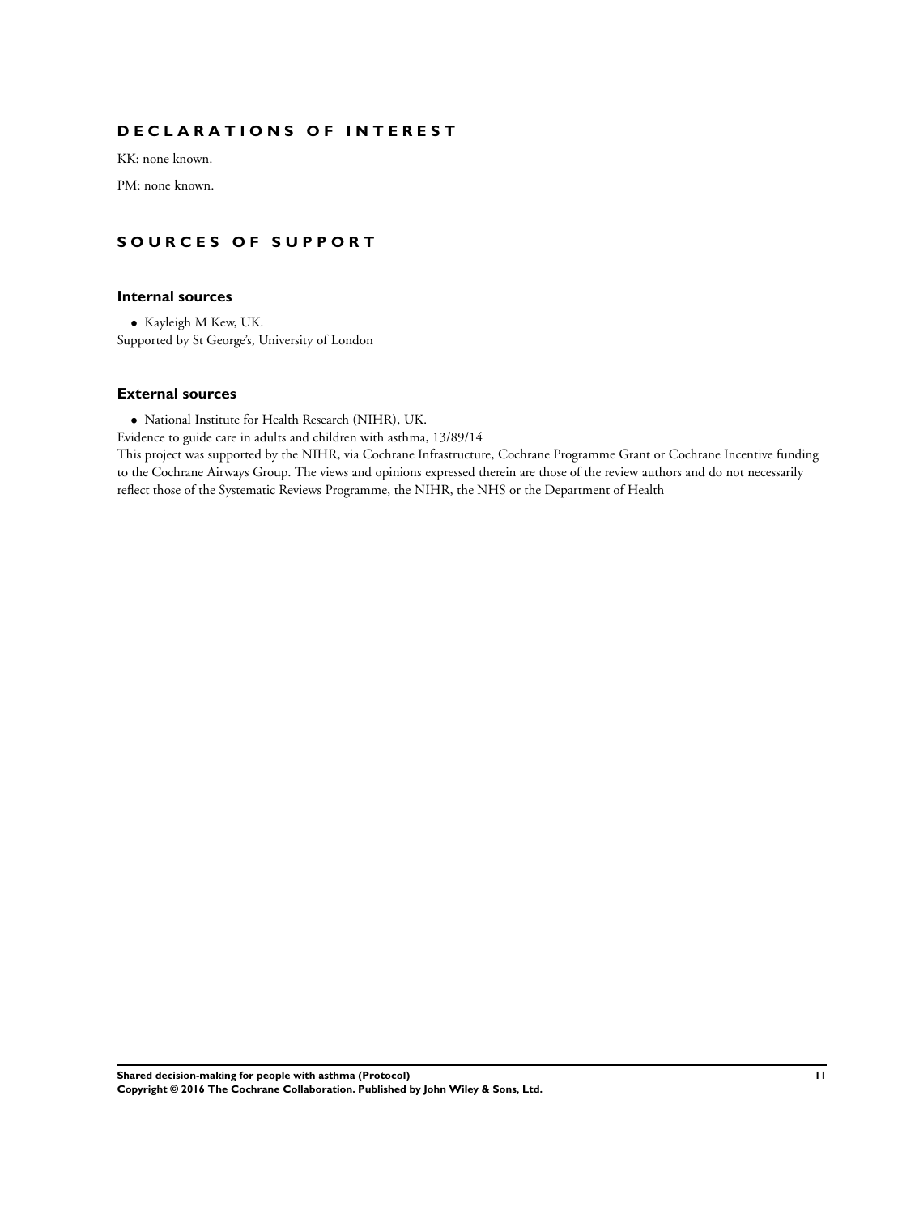## DECLARATIONS OF INTEREST

KK: none known.

PM: none known.

## SOURCES OF SUPPORT

### Internal sources

- Kayleigh M Kew, UK.

Supported by St George's, University of London

### External sources

- National Institute for Health Research (NIHR), UK.

Evidence to guide care in adults and children with asthma, 13/89/14

This project was supported by the NIHR, via Cochrane Infrastructure, Cochrane Programme Grant or Cochrane Incentive funding to the Cochrane Airways Group. The views and opinions expressed therein are those of the review authors and do not necessarily reflect those of the Systematic Reviews Programme, the NIHR, the NHS or the Department of Health